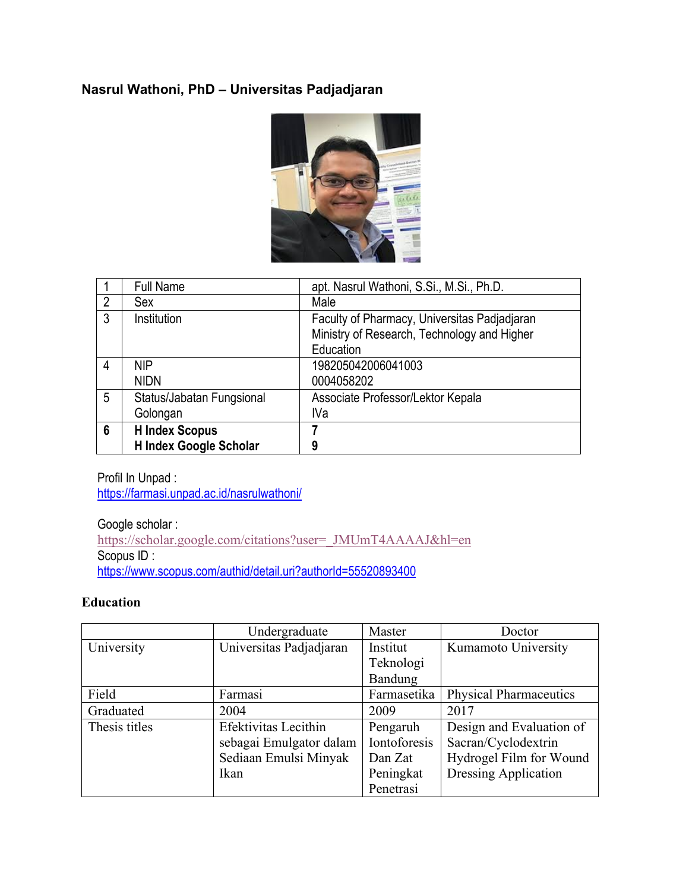# Nasrul Wathoni, PhD – Universitas Padjadjaran

| 1 | Full Name | apt. Nasrul Wathoni, S.Si., M.Si., Ph.D. |
|---|---|---|
| 2 | Sex | Male |
| 3 | Institution | Faculty of Pharmacy, Universitas Padjadjaran Ministry of Research, Technology and Higher Education |
| 4 | NIP<br>NIDN | 198205042006041003<br>0004058202 |
| 5 | Status/Jabatan Fungsional<br>Golongan | Associate Professor/Lektor Kepala<br>IVa |
| **6** | **H Index Scopus**<br>**H Index Google Scholar** | **7**<br>**9** |

Profil In Unpad :
https://farmasi.unpad.ac.id/nasrulwathoni/

Google scholar :
https://scholar.google.com/citations?user=_JMUmT4AAAAJ&hl=en

Scopus ID :
https://www.scopus.com/authid/detail.uri?authorId=55520893400

## Education

| | Undergraduate | Master | Doctor |
|---|---|---|---|
| University | Universitas Padjadjaran | Institut Teknologi Bandung | Kumamoto University |
| Field | Farmasi | Farmasetika | Physical Pharmaceutics |
| Graduated | 2004 | 2009 | 2017 |
| Thesis titles | Efektivitas Lecithin sebagai Emulgator dalam Sediaan Emulsi Minyak Ikan | Pengaruh Iontoforesis Dan Zat Peningkat Penetrasi | Design and Evaluation of Sacran/Cyclodextrin Hydrogel Film for Wound Dressing Application |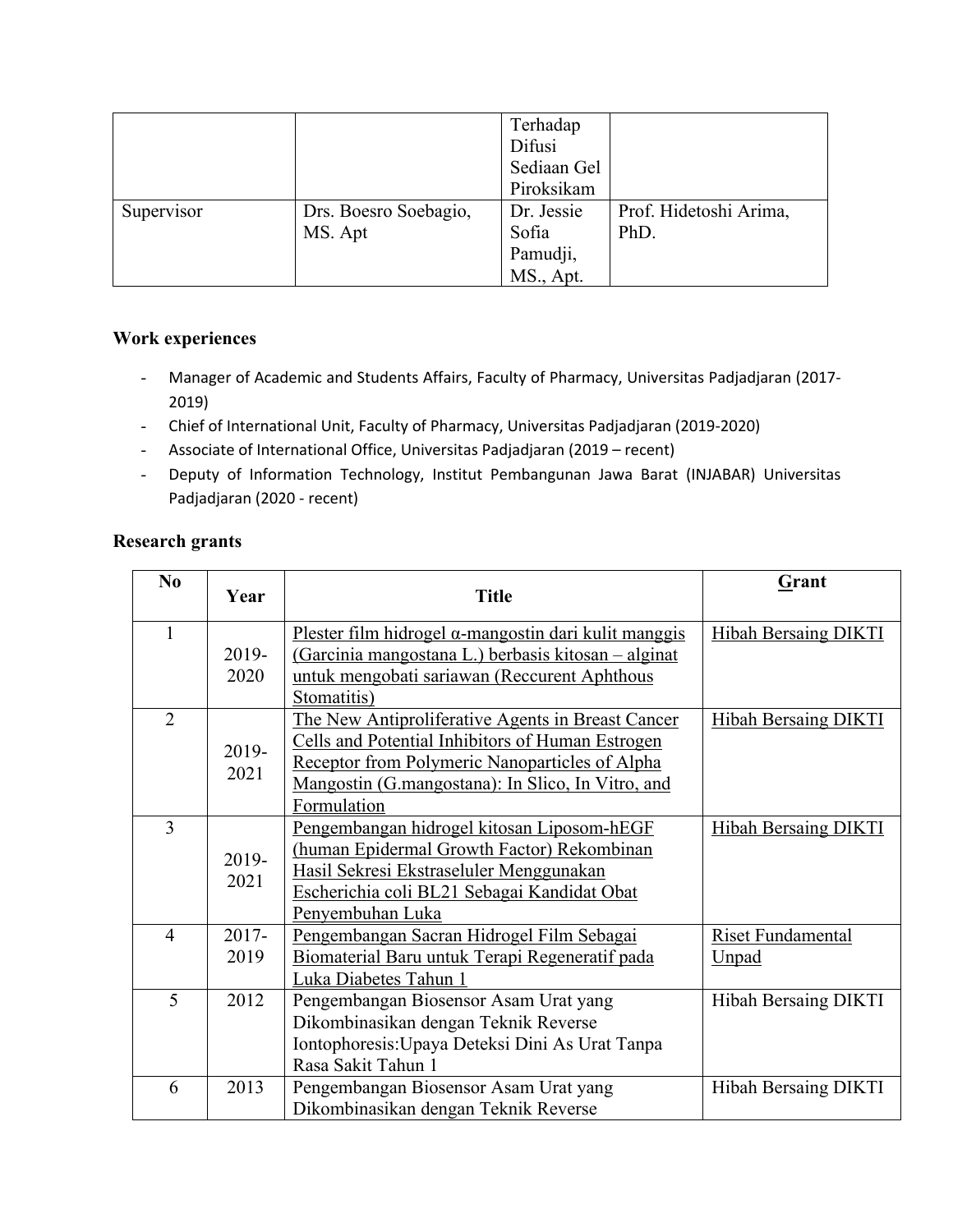| | | Terhadap Difusi Sediaan Gel Piroksikam | |
|---|---|---|---|
| Supervisor | Drs. Boesro Soebagio, MS. Apt | Dr. Jessie Sofia Pamudji, MS., Apt. | Prof. Hidetoshi Arima, PhD. |

**Work experiences**

- Manager of Academic and Students Affairs, Faculty of Pharmacy, Universitas Padjadjaran (2017-2019)
- Chief of International Unit, Faculty of Pharmacy, Universitas Padjadjaran (2019-2020)
- Associate of International Office, Universitas Padjadjaran (2019 – recent)
- Deputy of Information Technology, Institut Pembangunan Jawa Barat (INJABAR) Universitas Padjadjaran (2020 - recent)

**Research grants**

| No | Year | Title | Grant |
|---|---|---|---|
| 1 | 2019-2020 | Plester film hidrogel α-mangostin dari kulit manggis (Garcinia mangostana L.) berbasis kitosan – alginat untuk mengobati sariawan (Reccurent Aphthous Stomatitis) | Hibah Bersaing DIKTI |
| 2 | 2019-2021 | The New Antiproliferative Agents in Breast Cancer Cells and Potential Inhibitors of Human Estrogen Receptor from Polymeric Nanoparticles of Alpha Mangostin (G.mangostana): In Slico, In Vitro, and Formulation | Hibah Bersaing DIKTI |
| 3 | 2019-2021 | Pengembangan hidrogel kitosan Liposom-hEGF (human Epidermal Growth Factor) Rekombinan Hasil Sekresi Ekstraseluler Menggunakan Escherichia coli BL21 Sebagai Kandidat Obat Penyembuhan Luka | Hibah Bersaing DIKTI |
| 4 | 2017-2019 | Pengembangan Sacran Hidrogel Film Sebagai Biomaterial Baru untuk Terapi Regeneratif pada Luka Diabetes Tahun 1 | Riset Fundamental Unpad |
| 5 | 2012 | Pengembangan Biosensor Asam Urat yang Dikombinasikan dengan Teknik Reverse Iontophoresis:Upaya Deteksi Dini As Urat Tanpa Rasa Sakit Tahun 1 | Hibah Bersaing DIKTI |
| 6 | 2013 | Pengembangan Biosensor Asam Urat yang Dikombinasikan dengan Teknik Reverse | Hibah Bersaing DIKTI |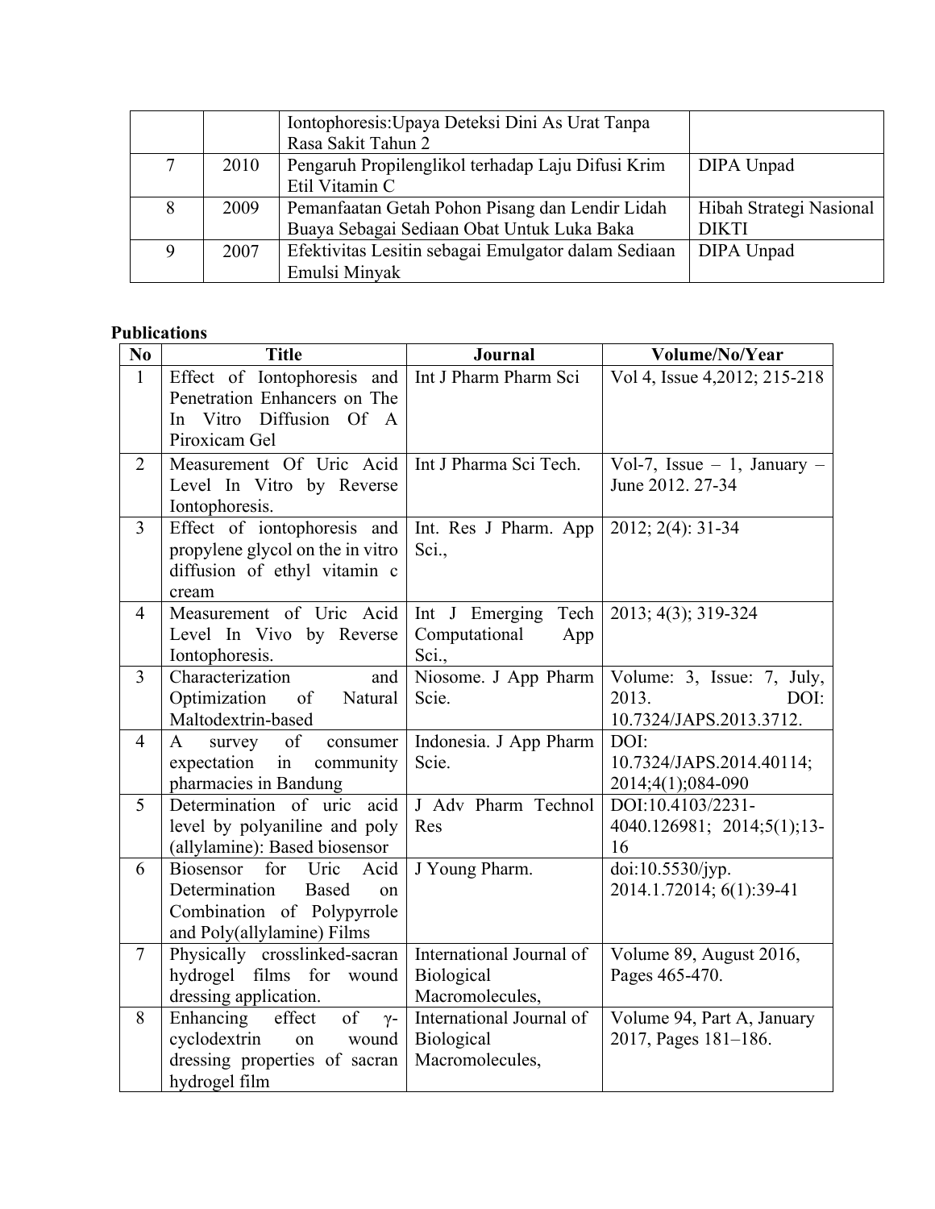|  |  |  |  |
|---|---|---|---|
|  |  | Iontophoresis:Upaya Deteksi Dini As Urat Tanpa Rasa Sakit Tahun 2 |  |
| 7 | 2010 | Pengaruh Propilenglikol terhadap Laju Difusi Krim Etil Vitamin C | DIPA Unpad |
| 8 | 2009 | Pemanfaatan Getah Pohon Pisang dan Lendir Lidah Buaya Sebagai Sediaan Obat Untuk Luka Baka | Hibah Strategi Nasional DIKTI |
| 9 | 2007 | Efektivitas Lesitin sebagai Emulgator dalam Sediaan Emulsi Minyak | DIPA Unpad |

**Publications**

| No | Title | Journal | Volume/No/Year |
|---|---|---|---|
| 1 | Effect of Iontophoresis and Penetration Enhancers on The In Vitro Diffusion Of A Piroxicam Gel | Int J Pharm Pharm Sci | Vol 4, Issue 4,2012; 215-218 |
| 2 | Measurement Of Uric Acid Level In Vitro by Reverse Iontophoresis. | Int J Pharma Sci Tech. | Vol-7, Issue – 1, January – June 2012. 27-34 |
| 3 | Effect of iontophoresis and propylene glycol on the in vitro diffusion of ethyl vitamin c cream | Int. Res J Pharm. App Sci., | 2012; 2(4): 31-34 |
| 4 | Measurement of Uric Acid Level In Vivo by Reverse Iontophoresis. | Int J Emerging Tech Computational App Sci., | 2013; 4(3); 319-324 |
| 3 | Characterization and Optimization of Natural Maltodextrin-based | Niosome. J App Pharm Scie. | Volume: 3, Issue: 7, July, 2013. DOI: 10.7324/JAPS.2013.3712. |
| 4 | A survey of consumer expectation in community pharmacies in Bandung | Indonesia. J App Pharm Scie. | DOI: 10.7324/JAPS.2014.40114; 2014;4(1);084-090 |
| 5 | Determination of uric acid level by polyaniline and poly (allylamine): Based biosensor | J Adv Pharm Technol Res | DOI:10.4103/2231-4040.126981; 2014;5(1);13-16 |
| 6 | Biosensor for Uric Acid Determination Based on Combination of Polypyrrole and Poly(allylamine) Films | J Young Pharm. | doi:10.5530/jyp. 2014.1.72014; 6(1):39-41 |
| 7 | Physically crosslinked-sacran hydrogel films for wound dressing application. | International Journal of Biological Macromolecules, | Volume 89, August 2016, Pages 465-470. |
| 8 | Enhancing effect of γ-cyclodextrin on wound dressing properties of sacran hydrogel film | International Journal of Biological Macromolecules, | Volume 94, Part A, January 2017, Pages 181–186. |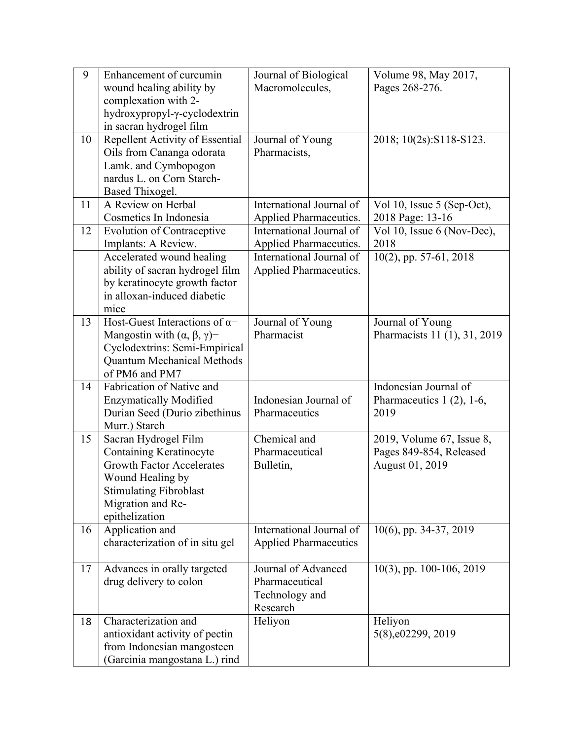| 9 | Enhancement of curcumin wound healing ability by complexation with 2-hydroxypropyl-γ-cyclodextrin in sacran hydrogel film | Journal of Biological Macromolecules, | Volume 98, May 2017, Pages 268-276. |
|---|---|---|---|
| 10 | Repellent Activity of Essential Oils from Cananga odorata Lamk. and Cymbopogon nardus L. on Corn Starch-Based Thixogel. | Journal of Young Pharmacists, | 2018; 10(2s):S118-S123. |
| 11 | A Review on Herbal Cosmetics In Indonesia | International Journal of Applied Pharmaceutics. | Vol 10, Issue 5 (Sep-Oct), 2018 Page: 13-16 |
| 12 | Evolution of Contraceptive Implants: A Review. | International Journal of Applied Pharmaceutics. | Vol 10, Issue 6 (Nov-Dec), 2018 |
| | Accelerated wound healing ability of sacran hydrogel film by keratinocyte growth factor in alloxan-induced diabetic mice | International Journal of Applied Pharmaceutics. | 10(2), pp. 57-61, 2018 |
| 13 | Host-Guest Interactions of α−Mangostin with (α, β, γ)−Cyclodextrins: Semi-Empirical Quantum Mechanical Methods of PM6 and PM7 | Journal of Young Pharmacist | Journal of Young Pharmacists 11 (1), 31, 2019 |
| 14 | Fabrication of Native and Enzymatically Modified Durian Seed (Durio zibethinus Murr.) Starch | Indonesian Journal of Pharmaceutics | Indonesian Journal of Pharmaceutics 1 (2), 1-6, 2019 |
| 15 | Sacran Hydrogel Film Containing Keratinocyte Growth Factor Accelerates Wound Healing by Stimulating Fibroblast Migration and Re-epithelization | Chemical and Pharmaceutical Bulletin, | 2019, Volume 67, Issue 8, Pages 849-854, Released August 01, 2019 |
| 16 | Application and characterization of in situ gel | International Journal of Applied Pharmaceutics | 10(6), pp. 34-37, 2019 |
| 17 | Advances in orally targeted drug delivery to colon | Journal of Advanced Pharmaceutical Technology and Research | 10(3), pp. 100-106, 2019 |
| 18 | Characterization and antioxidant activity of pectin from Indonesian mangosteen (Garcinia mangostana L.) rind | Heliyon | Heliyon 5(8),e02299, 2019 |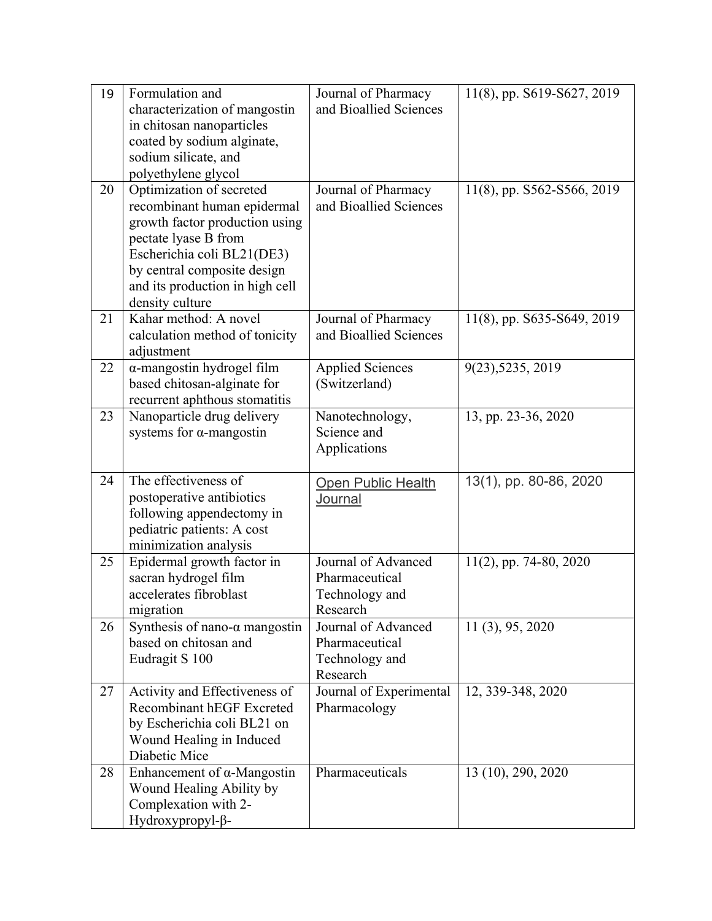| 19 | Formulation and characterization of mangostin in chitosan nanoparticles coated by sodium alginate, sodium silicate, and polyethylene glycol | Journal of Pharmacy and Bioallied Sciences | 11(8), pp. S619-S627, 2019 |
|---|---|---|---|
| 20 | Optimization of secreted recombinant human epidermal growth factor production using pectate lyase B from Escherichia coli BL21(DE3) by central composite design and its production in high cell density culture | Journal of Pharmacy and Bioallied Sciences | 11(8), pp. S562-S566, 2019 |
| 21 | Kahar method: A novel calculation method of tonicity adjustment | Journal of Pharmacy and Bioallied Sciences | 11(8), pp. S635-S649, 2019 |
| 22 | α-mangostin hydrogel film based chitosan-alginate for recurrent aphthous stomatitis | Applied Sciences (Switzerland) | 9(23),5235, 2019 |
| 23 | Nanoparticle drug delivery systems for α-mangostin | Nanotechnology, Science and Applications | 13, pp. 23-36, 2020 |
| 24 | The effectiveness of postoperative antibiotics following appendectomy in pediatric patients: A cost minimization analysis | Open Public Health Journal | 13(1), pp. 80-86, 2020 |
| 25 | Epidermal growth factor in sacran hydrogel film accelerates fibroblast migration | Journal of Advanced Pharmaceutical Technology and Research | 11(2), pp. 74-80, 2020 |
| 26 | Synthesis of nano-α mangostin based on chitosan and Eudragit S 100 | Journal of Advanced Pharmaceutical Technology and Research | 11 (3), 95, 2020 |
| 27 | Activity and Effectiveness of Recombinant hEGF Excreted by Escherichia coli BL21 on Wound Healing in Induced Diabetic Mice | Journal of Experimental Pharmacology | 12, 339-348, 2020 |
| 28 | Enhancement of α-Mangostin Wound Healing Ability by Complexation with 2-Hydroxypropyl-β- | Pharmaceuticals | 13 (10), 290, 2020 |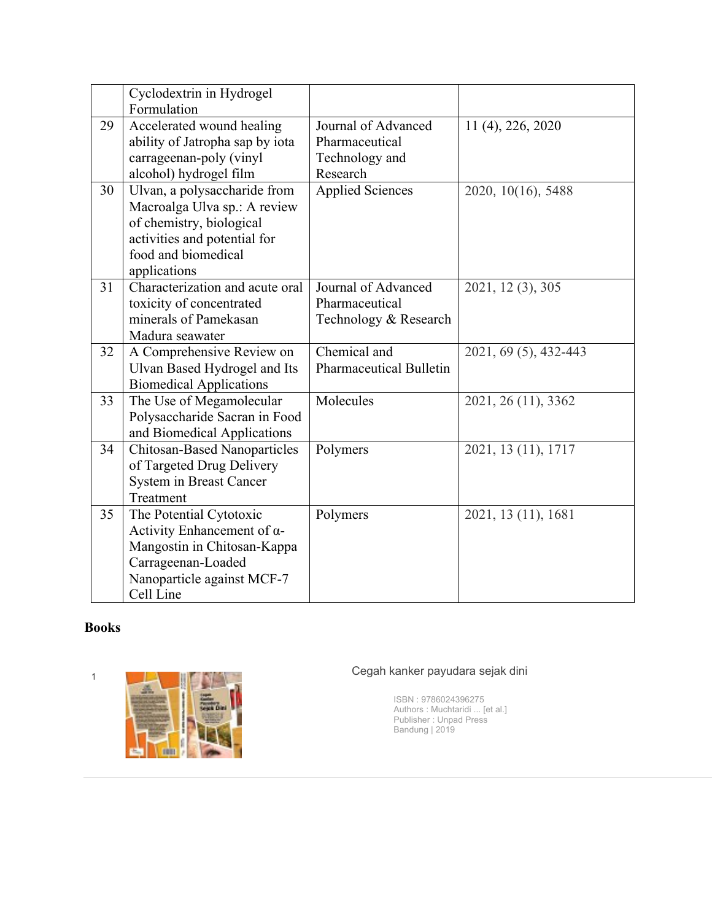|  | Cyclodextrin in Hydrogel Formulation |  |  |
|---|---|---|---|
| 29 | Accelerated wound healing ability of Jatropha sap by iota carrageenan-poly (vinyl alcohol) hydrogel film | Journal of Advanced Pharmaceutical Technology and Research | 11 (4), 226, 2020 |
| 30 | Ulvan, a polysaccharide from Macroalga Ulva sp.: A review of chemistry, biological activities and potential for food and biomedical applications | Applied Sciences | 2020, 10(16), 5488 |
| 31 | Characterization and acute oral toxicity of concentrated minerals of Pamekasan Madura seawater | Journal of Advanced Pharmaceutical Technology & Research | 2021, 12 (3), 305 |
| 32 | A Comprehensive Review on Ulvan Based Hydrogel and Its Biomedical Applications | Chemical and Pharmaceutical Bulletin | 2021, 69 (5), 432-443 |
| 33 | The Use of Megamolecular Polysaccharide Sacran in Food and Biomedical Applications | Molecules | 2021, 26 (11), 3362 |
| 34 | Chitosan-Based Nanoparticles of Targeted Drug Delivery System in Breast Cancer Treatment | Polymers | 2021, 13 (11), 1717 |
| 35 | The Potential Cytotoxic Activity Enhancement of α-Mangostin in Chitosan-Kappa Carrageenan-Loaded Nanoparticle against MCF-7 Cell Line | Polymers | 2021, 13 (11), 1681 |

**Books**

1

Cegah kanker payudara sejak dini

ISBN : 9786024396275
Authors : Muchtaridi ... [et al.]
Publisher : Unpad Press
Bandung | 2019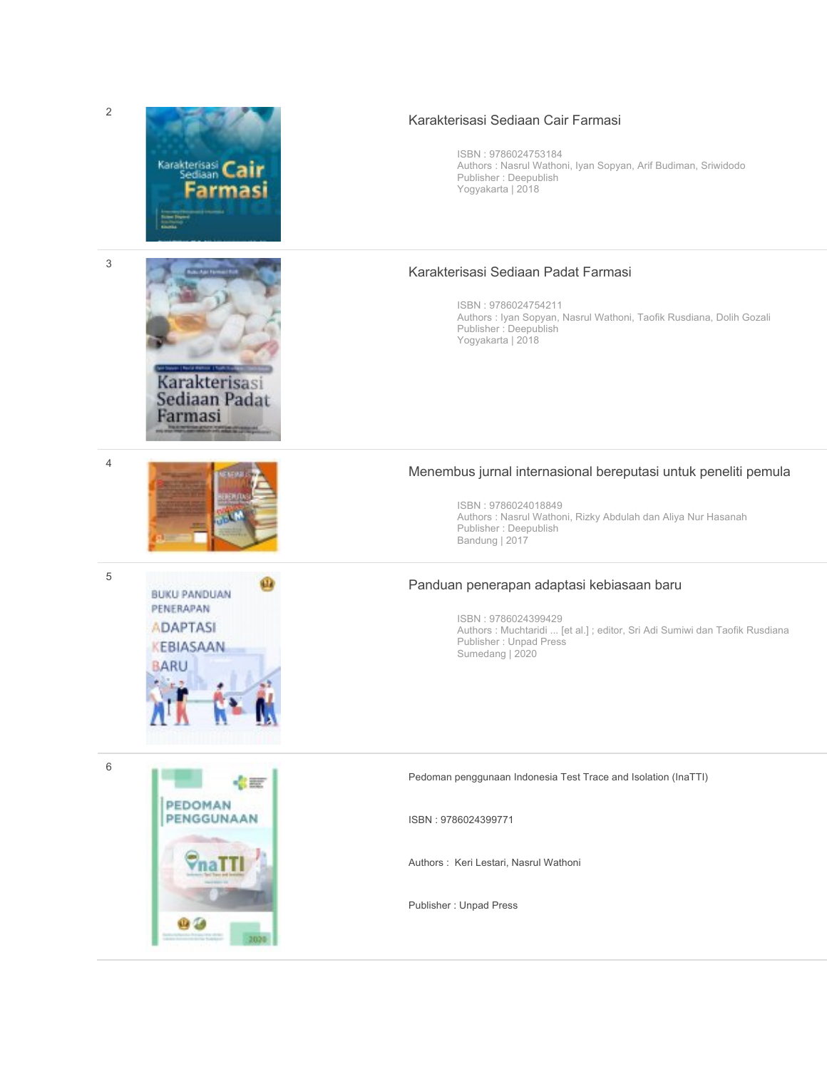2

## Karakterisasi Sediaan Cair Farmasi

ISBN : 9786024753184
Authors : Nasrul Wathoni, Iyan Sopyan, Arif Budiman, Sriwidodo
Publisher : Deepublish
Yogyakarta | 2018

3

## Karakterisasi Sediaan Padat Farmasi

ISBN : 9786024754211
Authors : Iyan Sopyan, Nasrul Wathoni, Taofik Rusdiana, Dolih Gozali
Publisher : Deepublish
Yogyakarta | 2018

4

## Menembus jurnal internasional bereputasi untuk peneliti pemula

ISBN : 9786024018849
Authors : Nasrul Wathoni, Rizky Abdulah dan Aliya Nur Hasanah
Publisher : Deepublish
Bandung | 2017

5

## Panduan penerapan adaptasi kebiasaan baru

ISBN : 9786024399429
Authors : Muchtaridi ... [et al.] ; editor, Sri Adi Sumiwi dan Taofik Rusdiana
Publisher : Unpad Press
Sumedang | 2020

6

Pedoman penggunaan Indonesia Test Trace and Isolation (InaTTI)

ISBN : 9786024399771

Authors : Keri Lestari, Nasrul Wathoni

Publisher : Unpad Press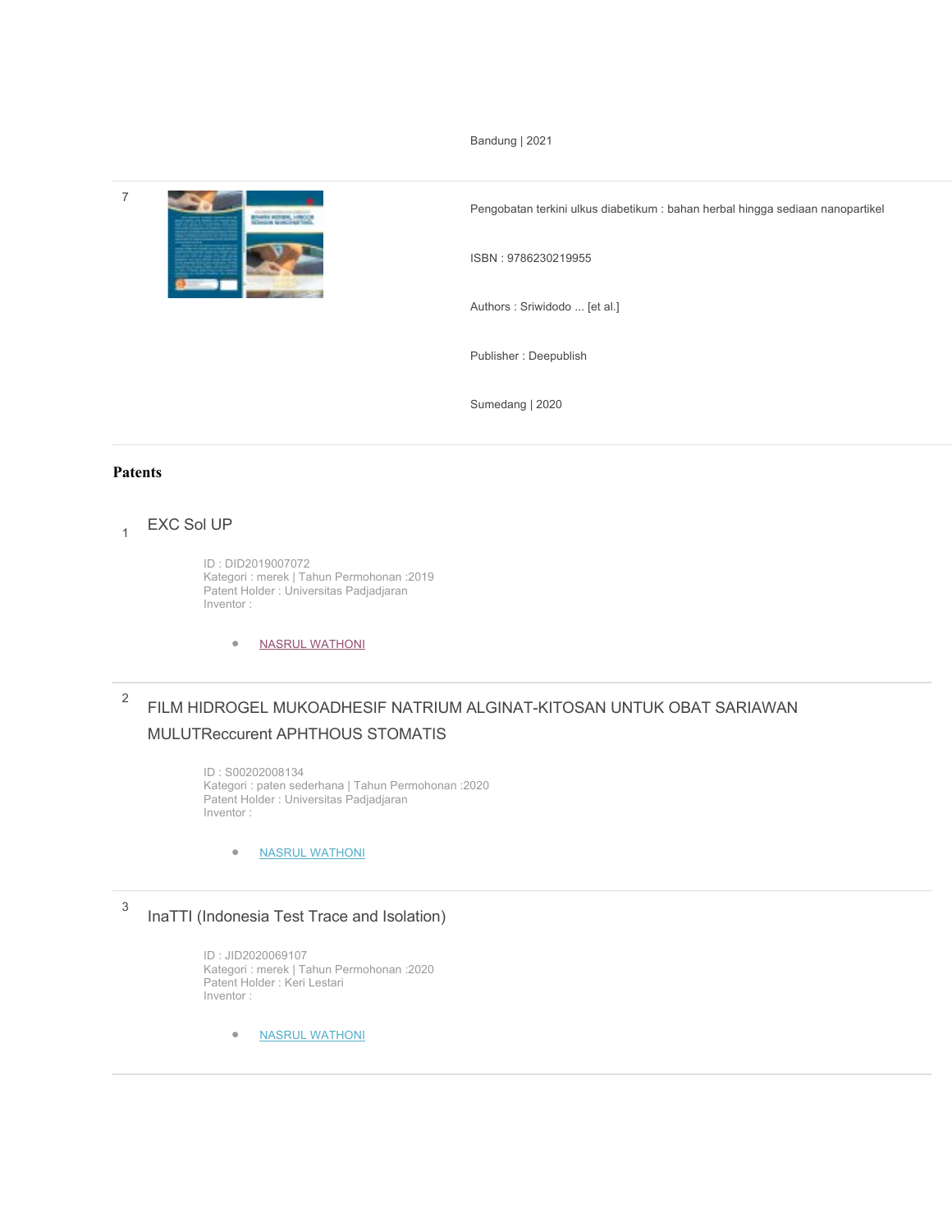Bandung | 2021

7

Pengobatan terkini ulkus diabetikum : bahan herbal hingga sediaan nanopartikel

ISBN : 9786230219955

Authors : Sriwidodo ... [et al.]

Publisher : Deepublish

Sumedang | 2020

## Patents

1 EXC Sol UP

ID : DID2019007072
Kategori : merek | Tahun Permohonan :2019
Patent Holder : Universitas Padjadjaran
Inventor :

- NASRUL WATHONI

2 FILM HIDROGEL MUKOADHESIF NATRIUM ALGINAT-KITOSAN UNTUK OBAT SARIAWAN MULUTReccurent APHTHOUS STOMATIS

ID : S00202008134
Kategori : paten sederhana | Tahun Permohonan :2020
Patent Holder : Universitas Padjadjaran
Inventor :

- NASRUL WATHONI

3 InaTTI (Indonesia Test Trace and Isolation)

ID : JID2020069107
Kategori : merek | Tahun Permohonan :2020
Patent Holder : Keri Lestari
Inventor :

- NASRUL WATHONI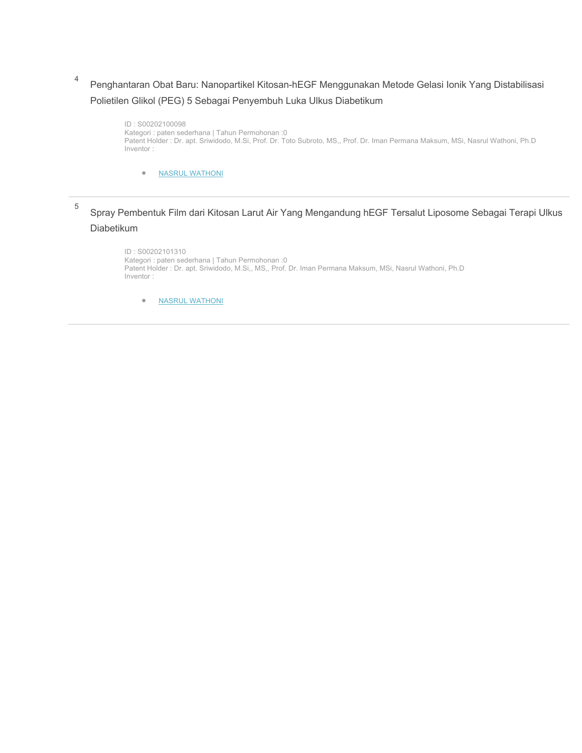4

Penghantaran Obat Baru: Nanopartikel Kitosan-hEGF Menggunakan Metode Gelasi Ionik Yang Distabilisasi Polietilen Glikol (PEG) 5 Sebagai Penyembuh Luka Ulkus Diabetikum

ID : S00202100098
Kategori : paten sederhana | Tahun Permohonan :0
Patent Holder : Dr. apt. Sriwidodo, M.Si, Prof. Dr. Toto Subroto, MS,, Prof. Dr. Iman Permana Maksum, MSi, Nasrul Wathoni, Ph.D
Inventor :

- NASRUL WATHONI

5

Spray Pembentuk Film dari Kitosan Larut Air Yang Mengandung hEGF Tersalut Liposome Sebagai Terapi Ulkus Diabetikum

ID : S00202101310
Kategori : paten sederhana | Tahun Permohonan :0
Patent Holder : Dr. apt. Sriwidodo, M.Si,, MS,, Prof. Dr. Iman Permana Maksum, MSi, Nasrul Wathoni, Ph.D
Inventor :

- NASRUL WATHONI